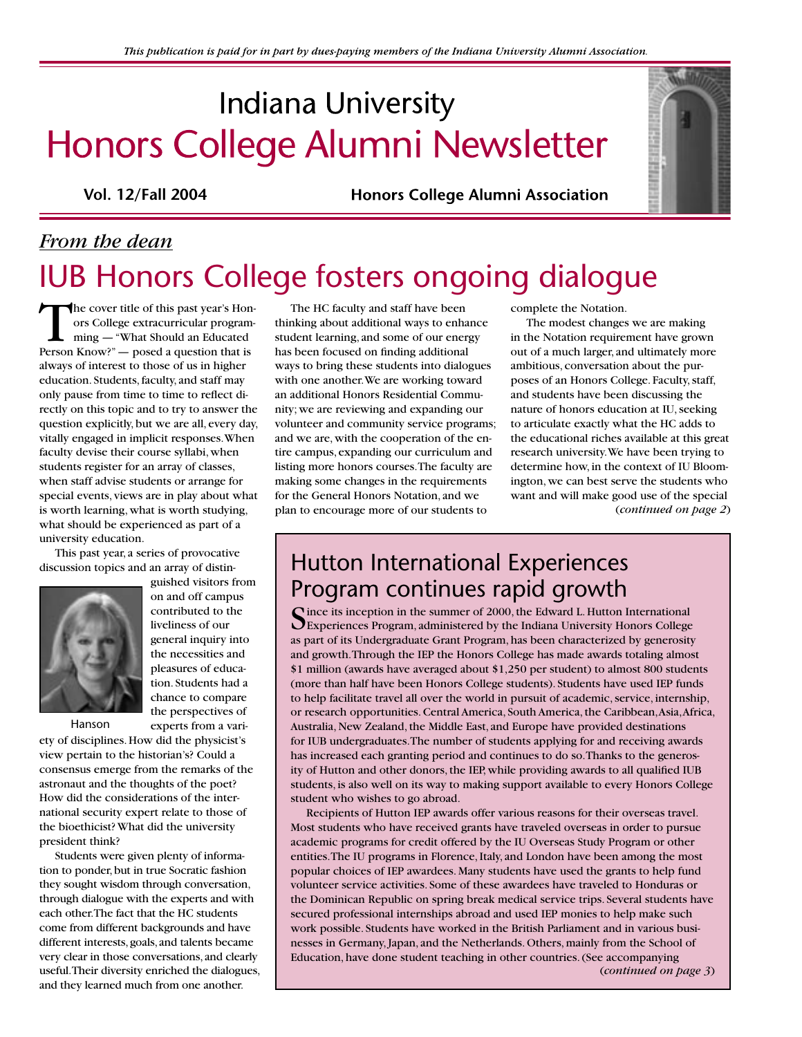*This publication is paid for in part by dues-paying members of the Indiana University Alumni Association.*

# Indiana University Honors College Alumni Newsletter

**Vol. 12/Fall 2004** **Honors College Alumni Association**

*From the dean*

## IUB Honors College fosters ongoing dialogue

The cover title of this past year's Honors College extracurricular programming — "What Should an Educated Person Know?" — posed a question that is always of interest to those of us in higher education. Students, faculty, and staff may only pause from time to time to reflect directly on this topic and to try to answer the question explicitly, but we are all, every day, vitally engaged in implicit responses. When faculty devise their course syllabi, when students register for an array of classes, when staff advise students or arrange for special events, views are in play about what is worth learning, what is worth studying, what should be experienced as part of a university education.

This past year, a series of provocative discussion topics and an array of distinguished visitors from on and off campus contributed to the liveliness of our general inquiry into the necessities and pleasures of education. Students had a chance to compare the perspectives of experts from a variety of disciplines. How did the physicist's view pertain to the historian's? Could a consensus emerge from the remarks of the astronaut and the thoughts of the poet? How did the considerations of the international security expert relate to those of the bioethicist? What did the university president think?

Hanson

Students were given plenty of information to ponder, but in true Socratic fashion they sought wisdom through conversation, through dialogue with the experts and with each other. The fact that the HC students come from different backgrounds and have different interests, goals, and talents became very clear in those conversations, and clearly useful. Their diversity enriched the dialogues, and they learned much from one another.

The HC faculty and staff have been thinking about additional ways to enhance student learning, and some of our energy has been focused on finding additional ways to bring these students into dialogues with one another. We are working toward an additional Honors Residential Community; we are reviewing and expanding our volunteer and community service programs; and we are, with the cooperation of the entire campus, expanding our curriculum and listing more honors courses. The faculty are making some changes in the requirements for the General Honors Notation, and we plan to encourage more of our students to complete the Notation.

The modest changes we are making in the Notation requirement have grown out of a much larger, and ultimately more ambitious, conversation about the purposes of an Honors College. Faculty, staff, and students have been discussing the nature of honors education at IU, seeking to articulate exactly what the HC adds to the educational riches available at this great research university. We have been trying to determine how, in the context of IU Bloomington, we can best serve the students who want and will make good use of the special

(*continued on page 2*)

## Hutton International Experiences Program continues rapid growth

Since its inception in the summer of 2000, the Edward L. Hutton International Experiences Program, administered by the Indiana University Honors College as part of its Undergraduate Grant Program, has been characterized by generosity and growth. Through the IEP the Honors College has made awards totaling almost \$1 million (awards have averaged about \$1,250 per student) to almost 800 students (more than half have been Honors College students). Students have used IEP funds to help facilitate travel all over the world in pursuit of academic, service, internship, or research opportunities. Central America, South America, the Caribbean, Asia, Africa, Australia, New Zealand, the Middle East, and Europe have provided destinations for IUB undergraduates. The number of students applying for and receiving awards has increased each granting period and continues to do so. Thanks to the generosity of Hutton and other donors, the IEP, while providing awards to all qualified IUB students, is also well on its way to making support available to every Honors College student who wishes to go abroad.

Recipients of Hutton IEP awards offer various reasons for their overseas travel. Most students who have received grants have traveled overseas in order to pursue academic programs for credit offered by the IU Overseas Study Program or other entities. The IU programs in Florence, Italy, and London have been among the most popular choices of IEP awardees. Many students have used the grants to help fund volunteer service activities. Some of these awardees have traveled to Honduras or the Dominican Republic on spring break medical service trips. Several students have secured professional internships abroad and used IEP monies to help make such work possible. Students have worked in the British Parliament and in various businesses in Germany, Japan, and the Netherlands. Others, mainly from the School of Education, have done student teaching in other countries. (See accompanying

(*continued on page 3*)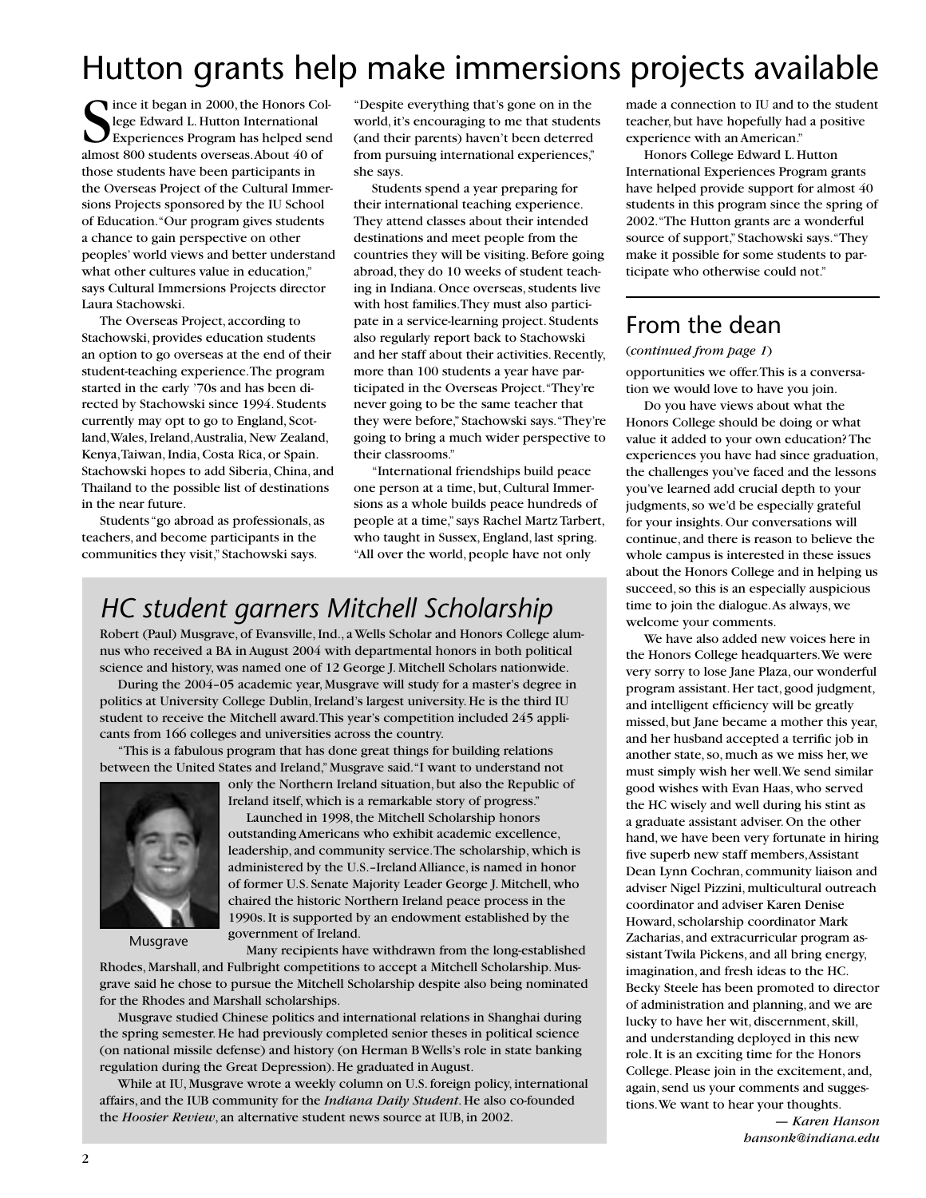# Hutton grants help make immersions projects available

Since it began in 2000, the Honors College Edward L. Hutton International Experiences Program has helped send almost 800 students overseas. About 40 of those students have been participants in the Overseas Project of the Cultural Immersions Projects sponsored by the IU School of Education. "Our program gives students a chance to gain perspective on other peoples' world views and better understand what other cultures value in education," says Cultural Immersions Projects director Laura Stachowski.

The Overseas Project, according to Stachowski, provides education students an option to go overseas at the end of their student-teaching experience. The program started in the early '70s and has been directed by Stachowski since 1994. Students currently may opt to go to England, Scotland, Wales, Ireland, Australia, New Zealand, Kenya, Taiwan, India, Costa Rica, or Spain. Stachowski hopes to add Siberia, China, and Thailand to the possible list of destinations in the near future.

Students "go abroad as professionals, as teachers, and become participants in the communities they visit," Stachowski says. "Despite everything that's gone on in the world, it's encouraging to me that students (and their parents) haven't been deterred from pursuing international experiences," she says.

Students spend a year preparing for their international teaching experience. They attend classes about their intended destinations and meet people from the countries they will be visiting. Before going abroad, they do 10 weeks of student teaching in Indiana. Once overseas, students live with host families. They must also participate in a service-learning project. Students also regularly report back to Stachowski and her staff about their activities. Recently, more than 100 students a year have participated in the Overseas Project. "They're never going to be the same teacher that they were before," Stachowski says. "They're going to bring a much wider perspective to their classrooms."

"International friendships build peace one person at a time, but, Cultural Immersions as a whole builds peace hundreds of people at a time," says Rachel Martz Tarbert, who taught in Sussex, England, last spring. "All over the world, people have not only made a connection to IU and to the student teacher, but have hopefully had a positive experience with an American."

Honors College Edward L. Hutton International Experiences Program grants have helped provide support for almost 40 students in this program since the spring of 2002. "The Hutton grants are a wonderful source of support," Stachowski says. "They make it possible for some students to participate who otherwise could not."

## *HC student garners Mitchell Scholarship*

Robert (Paul) Musgrave, of Evansville, Ind., a Wells Scholar and Honors College alumnus who received a BA in August 2004 with departmental honors in both political science and history, was named one of 12 George J. Mitchell Scholars nationwide.

During the 2004–05 academic year, Musgrave will study for a master's degree in politics at University College Dublin, Ireland's largest university. He is the third IU student to receive the Mitchell award. This year's competition included 245 applicants from 166 colleges and universities across the country.

"This is a fabulous program that has done great things for building relations between the United States and Ireland," Musgrave said. "I want to understand not only the Northern Ireland situation, but also the Republic of Ireland itself, which is a remarkable story of progress."

Musgrave

Launched in 1998, the Mitchell Scholarship honors outstanding Americans who exhibit academic excellence, leadership, and community service. The scholarship, which is administered by the U.S.–Ireland Alliance, is named in honor of former U.S. Senate Majority Leader George J. Mitchell, who chaired the historic Northern Ireland peace process in the 1990s. It is supported by an endowment established by the government of Ireland.

Many recipients have withdrawn from the long-established Rhodes, Marshall, and Fulbright competitions to accept a Mitchell Scholarship. Musgrave said he chose to pursue the Mitchell Scholarship despite also being nominated for the Rhodes and Marshall scholarships.

Musgrave studied Chinese politics and international relations in Shanghai during the spring semester. He had previously completed senior theses in political science (on national missile defense) and history (on Herman B Wells's role in state banking regulation during the Great Depression). He graduated in August.

While at IU, Musgrave wrote a weekly column on U.S. foreign policy, international affairs, and the IUB community for the *Indiana Daily Student*. He also co-founded the *Hoosier Review*, an alternative student news source at IUB, in 2002.

## From the dean

(*continued from page 1*)

opportunities we offer. This is a conversation we would love to have you join.

Do you have views about what the Honors College should be doing or what value it added to your own education? The experiences you have had since graduation, the challenges you've faced and the lessons you've learned add crucial depth to your judgments, so we'd be especially grateful for your insights. Our conversations will continue, and there is reason to believe the whole campus is interested in these issues about the Honors College and in helping us succeed, so this is an especially auspicious time to join the dialogue. As always, we welcome your comments.

We have also added new voices here in the Honors College headquarters. We were very sorry to lose Jane Plaza, our wonderful program assistant. Her tact, good judgment, and intelligent efficiency will be greatly missed, but Jane became a mother this year, and her husband accepted a terrific job in another state, so, much as we miss her, we must simply wish her well. We send similar good wishes with Evan Haas, who served the HC wisely and well during his stint as a graduate assistant adviser. On the other hand, we have been very fortunate in hiring five superb new staff members, Assistant Dean Lynn Cochran, community liaison and adviser Nigel Pizzini, multicultural outreach coordinator and adviser Karen Denise Howard, scholarship coordinator Mark Zacharias, and extracurricular program assistant Twila Pickens, and all bring energy, imagination, and fresh ideas to the HC. Becky Steele has been promoted to director of administration and planning, and we are lucky to have her wit, discernment, skill, and understanding deployed in this new role. It is an exciting time for the Honors College. Please join in the excitement, and, again, send us your comments and suggestions. We want to hear your thoughts.

*— Karen Hanson*
*hansonk@indiana.edu*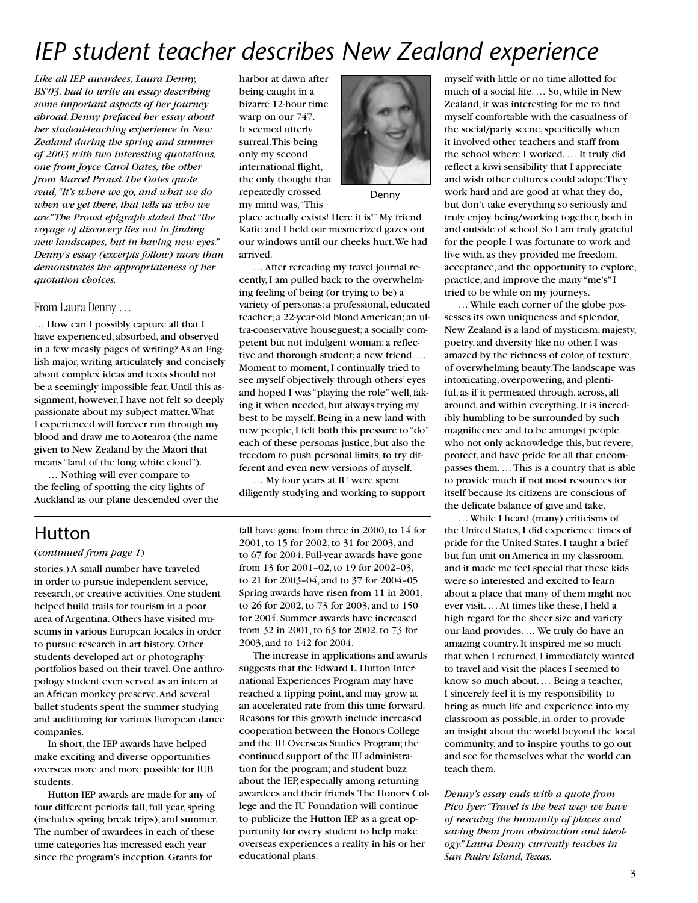# IEP student teacher describes New Zealand experience

*Like all IEP awardees, Laura Denny, BS'03, had to write an essay describing some important aspects of her journey abroad. Denny prefaced her essay about her student-teaching experience in New Zealand during the spring and summer of 2003 with two interesting quotations, one from Joyce Carol Oates, the other from Marcel Proust. The Oates quote read, "It's where we go, and what we do when we get there, that tells us who we are." The Proust epigraph stated that "the voyage of discovery lies not in finding new landscapes, but in having new eyes." Denny's essay (excerpts follow) more than demonstrates the appropriateness of her quotation choices.*

From Laura Denny . . .

. . . How can I possibly capture all that I have experienced, absorbed, and observed in a few measly pages of writing? As an English major, writing articulately and concisely about complex ideas and texts should not be a seemingly impossible feat. Until this assignment, however, I have not felt so deeply passionate about my subject matter. What I experienced will forever run through my blood and draw me to Aotearoa (the name given to New Zealand by the Maori that means "land of the long white cloud").

. . . Nothing will ever compare to the feeling of spotting the city lights of Auckland as our plane descended over the harbor at dawn after being caught in a bizarre 12-hour time warp on our 747. It seemed utterly surreal. This being only my second international flight, the only thought that repeatedly crossed my mind was, "This place actually exists! Here it is!" My friend Katie and I held our mesmerized gazes out our windows until our cheeks hurt. We had arrived.

Denny

. . . After rereading my travel journal recently, I am pulled back to the overwhelming feeling of being (or trying to be) a variety of personas: a professional, educated teacher; a 22-year-old blond American; an ultra-conservative houseguest; a socially competent but not indulgent woman; a reflective and thorough student; a new friend. . . . Moment to moment, I continually tried to see myself objectively through others' eyes and hoped I was "playing the role" well, faking it when needed, but always trying my best to be myself. Being in a new land with new people, I felt both this pressure to "do" each of these personas justice, but also the freedom to push personal limits, to try different and even new versions of myself.

. . . My four years at IU were spent diligently studying and working to support myself with little or no time allotted for much of a social life. . . . So, while in New Zealand, it was interesting for me to find myself comfortable with the casualness of the social/party scene, specifically when it involved other teachers and staff from the school where I worked. . . . It truly did reflect a kiwi sensibility that I appreciate and wish other cultures could adopt: They work hard and are good at what they do, but don't take everything so seriously and truly enjoy being/working together, both in and outside of school. So I am truly grateful for the people I was fortunate to work and live with, as they provided me freedom, acceptance, and the opportunity to explore, practice, and improve the many "me's" I tried to be while on my journeys.

. . . While each corner of the globe possesses its own uniqueness and splendor, New Zealand is a land of mysticism, majesty, poetry, and diversity like no other. I was amazed by the richness of color, of texture, of overwhelming beauty. The landscape was intoxicating, overpowering, and plentiful, as if it permeated through, across, all around, and within everything. It is incredibly humbling to be surrounded by such magnificence and to be amongst people who not only acknowledge this, but revere, protect, and have pride for all that encompasses them. . . . This is a country that is able to provide much if not most resources for itself because its citizens are conscious of the delicate balance of give and take.

. . . While I heard (many) criticisms of the United States, I did experience times of pride for the United States. I taught a brief but fun unit on America in my classroom, and it made me feel special that these kids were so interested and excited to learn about a place that many of them might not ever visit. . . . At times like these, I held a high regard for the sheer size and variety our land provides. . . . We truly do have an amazing country. It inspired me so much that when I returned, I immediately wanted to travel and visit the places I seemed to know so much about. . . . Being a teacher, I sincerely feel it is my responsibility to bring as much life and experience into my classroom as possible, in order to provide an insight about the world beyond the local community, and to inspire youths to go out and see for themselves what the world can teach them.

*Denny's essay ends with a quote from Pico Iyer: "Travel is the best way we have of rescuing the humanity of places and saving them from abstraction and ideology." Laura Denny currently teaches in San Padre Island, Texas.*

## Hutton

(*continued from page 1*)

stories.) A small number have traveled in order to pursue independent service, research, or creative activities. One student helped build trails for tourism in a poor area of Argentina. Others have visited museums in various European locales in order to pursue research in art history. Other students developed art or photography portfolios based on their travel. One anthropology student even served as an intern at an African monkey preserve. And several ballet students spent the summer studying and auditioning for various European dance companies.

In short, the IEP awards have helped make exciting and diverse opportunities overseas more and more possible for IUB students.

Hutton IEP awards are made for any of four different periods: fall, full year, spring (includes spring break trips), and summer. The number of awardees in each of these time categories has increased each year since the program's inception. Grants for fall have gone from three in 2000, to 14 for 2001, to 15 for 2002, to 31 for 2003, and to 67 for 2004. Full-year awards have gone from 13 for 2001–02, to 19 for 2002–03, to 21 for 2003–04, and to 37 for 2004–05. Spring awards have risen from 11 in 2001, to 26 for 2002, to 73 for 2003, and to 150 for 2004. Summer awards have increased from 32 in 2001, to 63 for 2002, to 73 for 2003, and to 142 for 2004.

The increase in applications and awards suggests that the Edward L. Hutton International Experiences Program may have reached a tipping point, and may grow at an accelerated rate from this time forward. Reasons for this growth include increased cooperation between the Honors College and the IU Overseas Studies Program; the continued support of the IU administration for the program; and student buzz about the IEP, especially among returning awardees and their friends. The Honors College and the IU Foundation will continue to publicize the Hutton IEP as a great opportunity for every student to help make overseas experiences a reality in his or her educational plans.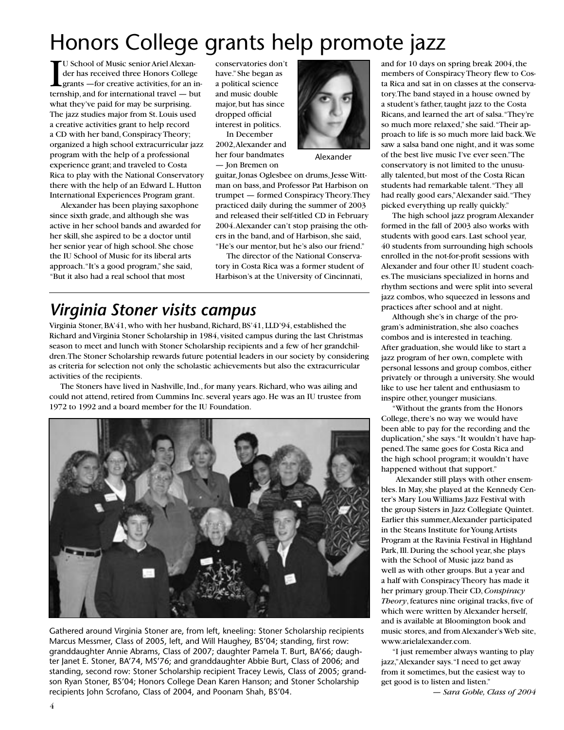# Honors College grants help promote jazz

IU School of Music senior Ariel Alexander has received three Honors College grants —for creative activities, for an internship, and for international travel — but what they've paid for may be surprising. The jazz studies major from St. Louis used a creative activities grant to help record a CD with her band, Conspiracy Theory; organized a high school extracurricular jazz program with the help of a professional experience grant; and traveled to Costa Rica to play with the National Conservatory there with the help of an Edward L. Hutton International Experiences Program grant.

Alexander has been playing saxophone since sixth grade, and although she was active in her school bands and awarded for her skill, she aspired to be a doctor until her senior year of high school. She chose the IU School of Music for its liberal arts approach. "It's a good program," she said, "But it also had a real school that most conservatories don't have." She began as a political science and music double major, but has since dropped official interest in politics.

Alexander

In December 2002, Alexander and her four bandmates — Jon Bremen on guitar, Jonas Oglesbee on drums, Jesse Wittman on bass, and Professor Pat Harbison on trumpet — formed Conspiracy Theory. They practiced daily during the summer of 2003 and released their self-titled CD in February 2004. Alexander can't stop praising the others in the band, and of Harbison, she said, "He's our mentor, but he's also our friend."

The director of the National Conservatory in Costa Rica was a former student of Harbison's at the University of Cincinnati, and for 10 days on spring break 2004, the members of Conspiracy Theory flew to Costa Rica and sat in on classes at the conservatory. The band stayed in a house owned by a student's father, taught jazz to the Costa Ricans, and learned the art of salsa. "They're so much more relaxed," she said. "Their approach to life is so much more laid back. We saw a salsa band one night, and it was some of the best live music I've ever seen." The conservatory is not limited to the unusually talented, but most of the Costa Rican students had remarkable talent. "They all had really good ears," Alexander said. "They picked everything up really quickly."

The high school jazz program Alexander formed in the fall of 2003 also works with students with good ears. Last school year, 40 students from surrounding high schools enrolled in the not-for-profit sessions with Alexander and four other IU student coaches. The musicians specialized in horns and rhythm sections and were split into several jazz combos, who squeezed in lessons and practices after school and at night.

Although she's in charge of the program's administration, she also coaches combos and is interested in teaching. After graduation, she would like to start a jazz program of her own, complete with personal lessons and group combos, either privately or through a university. She would like to use her talent and enthusiasm to inspire other, younger musicians.

"Without the grants from the Honors College, there's no way we would have been able to pay for the recording and the duplication," she says. "It wouldn't have happened. The same goes for Costa Rica and the high school program; it wouldn't have happened without that support."

Alexander still plays with other ensembles. In May, she played at the Kennedy Center's Mary Lou Williams Jazz Festival with the group Sisters in Jazz Collegiate Quintet. Earlier this summer, Alexander participated in the Steans Institute for Young Artists Program at the Ravinia Festival in Highland Park, Ill. During the school year, she plays with the School of Music jazz band as well as with other groups. But a year and a half with Conspiracy Theory has made it her primary group. Their CD, *Conspiracy Theory*, features nine original tracks, five of which were written by Alexander herself, and is available at Bloomington book and music stores, and from Alexander's Web site, www.arielalexander.com.

"I just remember always wanting to play jazz," Alexander says. "I need to get away from it sometimes, but the easiest way to get good is to listen and listen."

*— Sara Goble, Class of 2004*

## *Virginia Stoner visits campus*

Virginia Stoner, BA'41, who with her husband, Richard, BS'41, LLD'94, established the Richard and Virginia Stoner Scholarship in 1984, visited campus during the last Christmas season to meet and lunch with Stoner Scholarship recipients and a few of her grandchildren. The Stoner Scholarship rewards future potential leaders in our society by considering as criteria for selection not only the scholastic achievements but also the extracurricular activities of the recipients.

The Stoners have lived in Nashville, Ind., for many years. Richard, who was ailing and could not attend, retired from Cummins Inc. several years ago. He was an IU trustee from 1972 to 1992 and a board member for the IU Foundation.

Gathered around Virginia Stoner are, from left, kneeling: Stoner Scholarship recipients Marcus Messmer, Class of 2005, left, and Will Haughey, BS'04; standing, first row: granddaughter Annie Abrams, Class of 2007; daughter Pamela T. Burt, BA'66; daughter Janet E. Stoner, BA'74, MS'76; and granddaughter Abbie Burt, Class of 2006; and standing, second row: Stoner Scholarship recipient Tracey Lewis, Class of 2005; grandson Ryan Stoner, BS'04; Honors College Dean Karen Hanson; and Stoner Scholarship recipients John Scrofano, Class of 2004, and Poonam Shah, BS'04.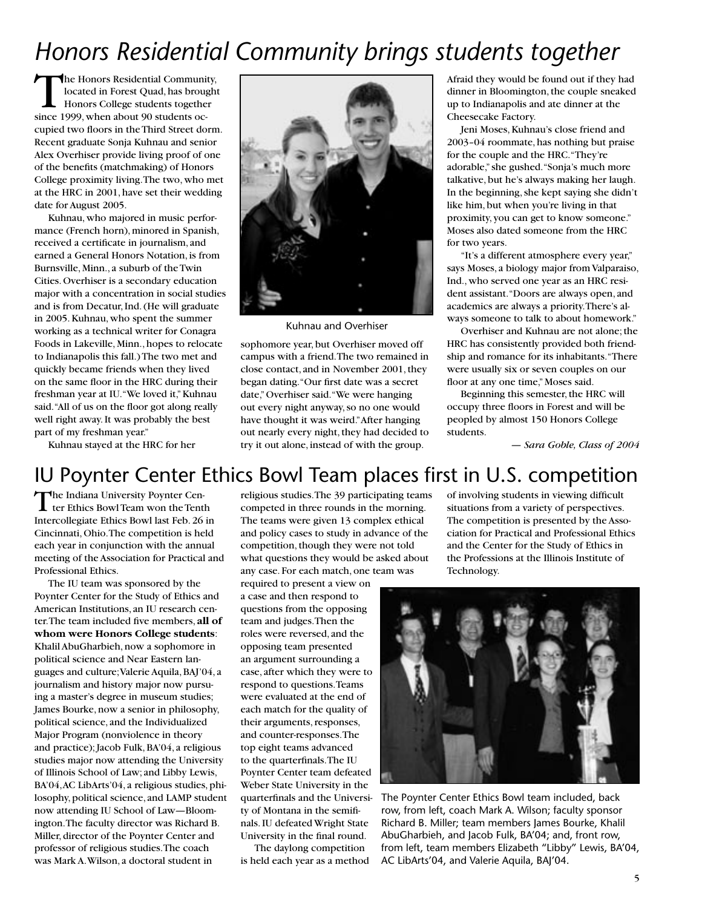# *Honors Residential Community brings students together*

The Honors Residential Community, located in Forest Quad, has brought Honors College students together since 1999, when about 90 students occupied two floors in the Third Street dorm. Recent graduate Sonja Kuhnau and senior Alex Overhiser provide living proof of one of the benefits (matchmaking) of Honors College proximity living. The two, who met at the HRC in 2001, have set their wedding date for August 2005.

Kuhnau, who majored in music performance (French horn), minored in Spanish, received a certificate in journalism, and earned a General Honors Notation, is from Burnsville, Minn., a suburb of the Twin Cities. Overhiser is a secondary education major with a concentration in social studies and is from Decatur, Ind. (He will graduate in 2005. Kuhnau, who spent the summer working as a technical writer for Conagra Foods in Lakeville, Minn., hopes to relocate to Indianapolis this fall.) The two met and quickly became friends when they lived on the same floor in the HRC during their freshman year at IU. "We loved it," Kuhnau said. "All of us on the floor got along really well right away. It was probably the best part of my freshman year."

Kuhnau stayed at the HRC for her sophomore year, but Overhiser moved off campus with a friend. The two remained in close contact, and in November 2001, they began dating. "Our first date was a secret date," Overhiser said. "We were hanging out every night anyway, so no one would have thought it was weird." After hanging out nearly every night, they had decided to try it out alone, instead of with the group.

Kuhnau and Overhiser

Afraid they would be found out if they had dinner in Bloomington, the couple sneaked up to Indianapolis and ate dinner at the Cheesecake Factory.

Jeni Moses, Kuhnau's close friend and 2003–04 roommate, has nothing but praise for the couple and the HRC. "They're adorable," she gushed. "Sonja's much more talkative, but he's always making her laugh. In the beginning, she kept saying she didn't like him, but when you're living in that proximity, you can get to know someone." Moses also dated someone from the HRC for two years.

"It's a different atmosphere every year," says Moses, a biology major from Valparaiso, Ind., who served one year as an HRC resident assistant. "Doors are always open, and academics are always a priority. There's always someone to talk to about homework."

Overhiser and Kuhnau are not alone; the HRC has consistently provided both friendship and romance for its inhabitants. "There were usually six or seven couples on our floor at any one time," Moses said.

Beginning this semester, the HRC will occupy three floors in Forest and will be peopled by almost 150 Honors College students.

*— Sara Goble, Class of 2004*

# IU Poynter Center Ethics Bowl Team places first in U.S. competition

The Indiana University Poynter Center Ethics Bowl Team won the Tenth Intercollegiate Ethics Bowl last Feb. 26 in Cincinnati, Ohio. The competition is held each year in conjunction with the annual meeting of the Association for Practical and Professional Ethics.

The IU team was sponsored by the Poynter Center for the Study of Ethics and American Institutions, an IU research center. The team included five members, **all of whom were Honors College students**: Khalil AbuGharbieh, now a sophomore in political science and Near Eastern languages and culture; Valerie Aquila, BAJ'04, a journalism and history major now pursuing a master's degree in museum studies; James Bourke, now a senior in philosophy, political science, and the Individualized Major Program (nonviolence in theory and practice); Jacob Fulk, BA'04, a religious studies major now attending the University of Illinois School of Law; and Libby Lewis, BA'04, AC LibArts'04, a religious studies, philosophy, political science, and LAMP student now attending IU School of Law—Bloomington. The faculty director was Richard B. Miller, director of the Poynter Center and professor of religious studies. The coach was Mark A. Wilson, a doctoral student in religious studies. The 39 participating teams competed in three rounds in the morning. The teams were given 13 complex ethical and policy cases to study in advance of the competition, though they were not told what questions they would be asked about any case. For each match, one team was required to present a view on a case and then respond to questions from the opposing team and judges. Then the roles were reversed, and the opposing team presented an argument surrounding a case, after which they were to respond to questions. Teams were evaluated at the end of each match for the quality of their arguments, responses, and counter-responses. The top eight teams advanced to the quarterfinals. The IU Poynter Center team defeated Weber State University in the quarterfinals and the University of Montana in the semifinals. IU defeated Wright State University in the final round.

The daylong competition is held each year as a method of involving students in viewing difficult situations from a variety of perspectives. The competition is presented by the Association for Practical and Professional Ethics and the Center for the Study of Ethics in the Professions at the Illinois Institute of Technology.

The Poynter Center Ethics Bowl team included, back row, from left, coach Mark A. Wilson; faculty sponsor Richard B. Miller; team members James Bourke, Khalil AbuGharbieh, and Jacob Fulk, BA'04; and, front row, from left, team members Elizabeth "Libby" Lewis, BA'04, AC LibArts'04, and Valerie Aquila, BAJ'04.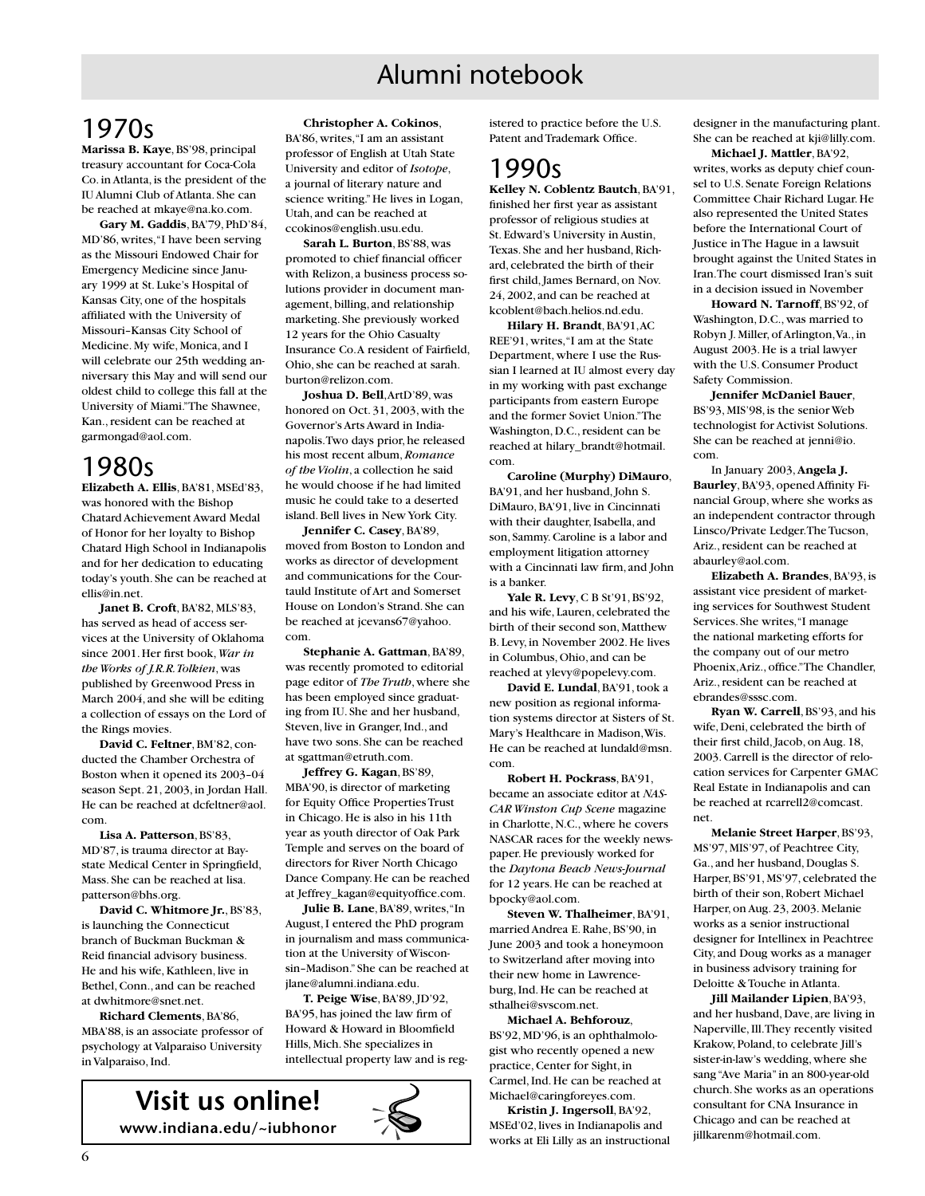// Alumni notebook

## 1970s

**Marissa B. Kaye**, BS'98, principal treasury accountant for Coca-Cola Co. in Atlanta, is the president of the IU Alumni Club of Atlanta. She can be reached at mkaye@na.ko.com.

**Gary M. Gaddis**, BA'79, PhD'84, MD'86, writes, "I have been serving as the Missouri Endowed Chair for Emergency Medicine since January 1999 at St. Luke's Hospital of Kansas City, one of the hospitals affiliated with the University of Missouri–Kansas City School of Medicine. My wife, Monica, and I will celebrate our 25th wedding anniversary this May and will send our oldest child to college this fall at the University of Miami." The Shawnee, Kan., resident can be reached at garmongad@aol.com.

## 1980s

**Elizabeth A. Ellis**, BA'81, MSEd'83, was honored with the Bishop Chatard Achievement Award Medal of Honor for her loyalty to Bishop Chatard High School in Indianapolis and for her dedication to educating today's youth. She can be reached at ellis@in.net.

**Janet B. Croft**, BA'82, MLS'83, has served as head of access services at the University of Oklahoma since 2001. Her first book, *War in the Works of J.R.R. Tolkien*, was published by Greenwood Press in March 2004, and she will be editing a collection of essays on the Lord of the Rings movies.

**David C. Feltner**, BM'82, conducted the Chamber Orchestra of Boston when it opened its 2003–04 season Sept. 21, 2003, in Jordan Hall. He can be reached at dcfeltner@aol.com.

**Lisa A. Patterson**, BS'83, MD'87, is trauma director at Baystate Medical Center in Springfield, Mass. She can be reached at lisa.patterson@bhs.org.

**David C. Whitmore Jr.**, BS'83, is launching the Connecticut branch of Buckman Buckman & Reid financial advisory business. He and his wife, Kathleen, live in Bethel, Conn., and can be reached at dwhitmore@snet.net.

**Richard Clements**, BA'86, MBA'88, is an associate professor of psychology at Valparaiso University in Valparaiso, Ind.

**Christopher A. Cokinos**, BA'86, writes, "I am an assistant professor of English at Utah State University and editor of *Isotope*, a journal of literary nature and science writing." He lives in Logan, Utah, and can be reached at ccokinos@english.usu.edu.

**Sarah L. Burton**, BS'88, was promoted to chief financial officer with Relizon, a business process solutions provider in document management, billing, and relationship marketing. She previously worked 12 years for the Ohio Casualty Insurance Co. A resident of Fairfield, Ohio, she can be reached at sarah.burton@relizon.com.

**Joshua D. Bell**, ArtD'89, was honored on Oct. 31, 2003, with the Governor's Arts Award in Indianapolis. Two days prior, he released his most recent album, *Romance of the Violin*, a collection he said he would choose if he had limited music he could take to a deserted island. Bell lives in New York City.

**Jennifer C. Casey**, BA'89, moved from Boston to London and works as director of development and communications for the Courtauld Institute of Art and Somerset House on London's Strand. She can be reached at jcevans67@yahoo.com.

**Stephanie A. Gattman**, BA'89, was recently promoted to editorial page editor of *The Truth*, where she has been employed since graduating from IU. She and her husband, Steven, live in Granger, Ind., and have two sons. She can be reached at sgattman@etruth.com.

**Jeffrey G. Kagan**, BS'89, MBA'90, is director of marketing for Equity Office Properties Trust in Chicago. He is also in his 11th year as youth director of Oak Park Temple and serves on the board of directors for River North Chicago Dance Company. He can be reached at Jeffrey_kagan@equityoffice.com.

**Julie B. Lane**, BA'89, writes, "In August, I entered the PhD program in journalism and mass communication at the University of Wisconsin–Madison." She can be reached at jlane@alumni.indiana.edu.

**T. Peige Wise**, BA'89, JD'92, BA'95, has joined the law firm of Howard & Howard in Bloomfield Hills, Mich. She specializes in intellectual property law and is registered to practice before the U.S. Patent and Trademark Office.

## 1990s

**Kelley N. Coblentz Bautch**, BA'91, finished her first year as assistant professor of religious studies at St. Edward's University in Austin, Texas. She and her husband, Richard, celebrated the birth of their first child, James Bernard, on Nov. 24, 2002, and can be reached at kcoblent@bach.helios.nd.edu.

**Hilary H. Brandt**, BA'91, ACREE'91, writes, "I am at the State Department, where I use the Russian I learned at IU almost every day in my working with past exchange participants from eastern Europe and the former Soviet Union." The Washington, D.C., resident can be reached at hilary_brandt@hotmail.com.

**Caroline (Murphy) DiMauro**, BA'91, and her husband, John S. DiMauro, BA'91, live in Cincinnati with their daughter, Isabella, and son, Sammy. Caroline is a labor and employment litigation attorney with a Cincinnati law firm, and John is a banker.

**Yale R. Levy**, C B St'91, BS'92, and his wife, Lauren, celebrated the birth of their second son, Matthew B. Levy, in November 2002. He lives in Columbus, Ohio, and can be reached at ylevy@popelevy.com.

**David E. Lundal**, BA'91, took a new position as regional information systems director at Sisters of St. Mary's Healthcare in Madison, Wis. He can be reached at lundald@msn.com.

**Robert H. Pockrass**, BA'91, became an associate editor at *NASCAR Winston Cup Scene* magazine in Charlotte, N.C., where he covers NASCAR races for the weekly newspaper. He previously worked for the *Daytona Beach News-Journal* for 12 years. He can be reached at bpocky@aol.com.

**Steven W. Thalheimer**, BA'91, married Andrea E. Rahe, BS'90, in June 2003 and took a honeymoon to Switzerland after moving into their new home in Lawrenceburg, Ind. He can be reached at sthalhei@svscom.net.

**Michael A. Behforouz**, BS'92, MD'96, is an ophthalmologist who recently opened a new practice, Center for Sight, in Carmel, Ind. He can be reached at Michael@caringforeyes.com.

**Kristin J. Ingersoll**, BA'92, MSEd'02, lives in Indianapolis and works at Eli Lilly as an instructional designer in the manufacturing plant. She can be reached at kji@lilly.com.

**Michael J. Mattler**, BA'92, writes, works as deputy chief counsel to the U.S. Senate Foreign Relations Committee Chair Richard Lugar. He also represented the United States before the International Court of Justice in The Hague in a lawsuit brought against the United States in Iran. The court dismissed Iran's suit in a decision issued in November

**Howard N. Tarnoff**, BS'92, of Washington, D.C., was married to Robyn J. Miller, of Arlington, Va., in August 2003. He is a trial lawyer with the U.S. Consumer Product Safety Commission.

**Jennifer McDaniel Bauer**, BS'93, MIS'98, is the senior Web technologist for Activist Solutions. She can be reached at jenni@io.com.

In January 2003, **Angela J. Baurley**, BA'93, opened Affinity Financial Group, where she works as an independent contractor through Linsco/Private Ledger. The Tucson, Ariz., resident can be reached at abaurley@aol.com.

**Elizabeth A. Brandes**, BA'93, is assistant vice president of marketing services for Southwest Student Services. She writes, "I manage the national marketing efforts for the company out of our metro Phoenix, Ariz., office." The Chandler, Ariz., resident can be reached at ebrandes@sssc.com.

**Ryan W. Carrell**, BS'93, and his wife, Deni, celebrated the birth of their first child, Jacob, on Aug. 18, 2003. Carrell is the director of relocation services for Carpenter GMAC Real Estate in Indianapolis and can be reached at rcarrell2@comcast.net.

**Melanie Street Harper**, BS'93, MS'97, MIS'97, of Peachtree City, Ga., and her husband, Douglas S. Harper, BS'91, MS'97, celebrated the birth of their son, Robert Michael Harper, on Aug. 23, 2003. Melanie works as a senior instructional designer for Intellinex in Peachtree City, and Doug works as a manager in business advisory training for Deloitte & Touche in Atlanta.

**Jill Mailander Lipien**, BA'93, and her husband, Dave, are living in Naperville, Ill. They recently visited Krakow, Poland, to celebrate Jill's sister-in-law's wedding, where she sang "Ave Maria" in an 800-year-old church. She works as an operations consultant for CNA Insurance in Chicago and can be reached at jillkarenm@hotmail.com.

**Visit us online!**
**www.indiana.edu/~iubhonor**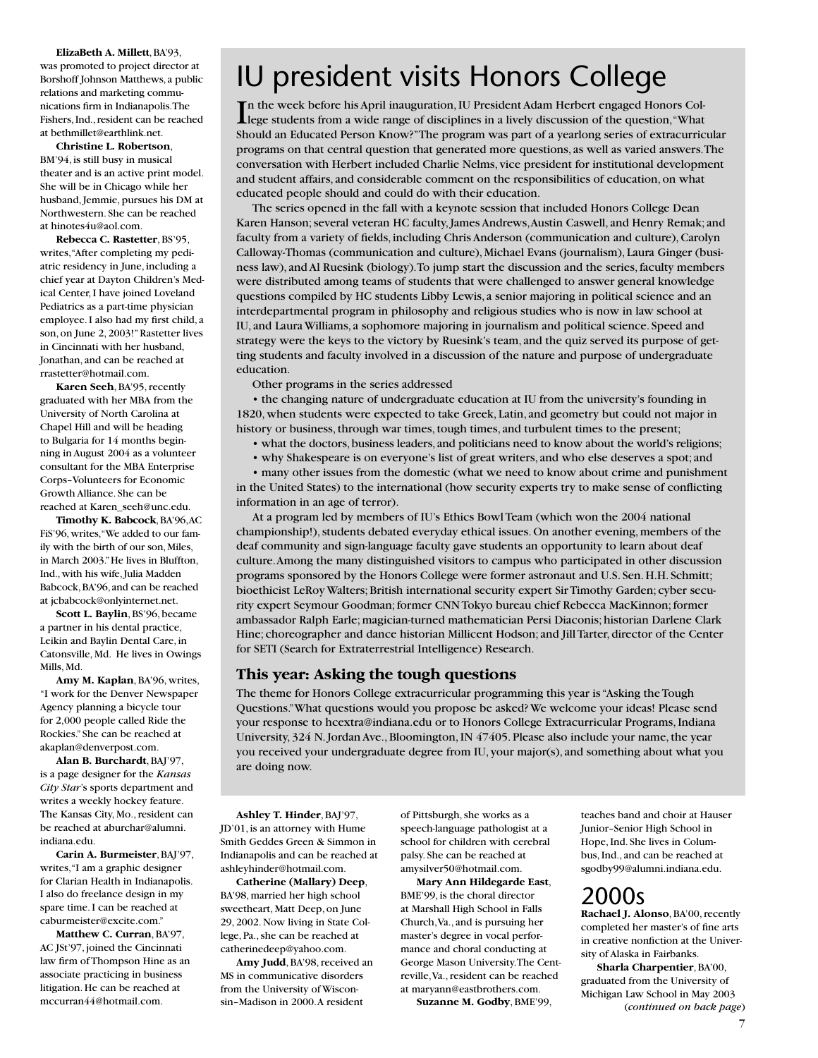**ElizaBeth A. Millett**, BA'93, was promoted to project director at Borshoff Johnson Matthews, a public relations and marketing communications firm in Indianapolis. The Fishers, Ind., resident can be reached at bethmillet@earthlink.net.

**Christine L. Robertson**, BM'94, is still busy in musical theater and is an active print model. She will be in Chicago while her husband, Jemmie, pursues his DM at Northwestern. She can be reached at hinotes4u@aol.com.

**Rebecca C. Rastetter**, BS'95, writes, "After completing my pediatric residency in June, including a chief year at Dayton Children's Medical Center, I have joined Loveland Pediatrics as a part-time physician employee. I also had my first child, a son, on June 2, 2003!" Rastetter lives in Cincinnati with her husband, Jonathan, and can be reached at rrastetter@hotmail.com.

**Karen Seeh**, BA'95, recently graduated with her MBA from the University of North Carolina at Chapel Hill and will be heading to Bulgaria for 14 months beginning in August 2004 as a volunteer consultant for the MBA Enterprise Corps–Volunteers for Economic Growth Alliance. She can be reached at Karen_seeh@unc.edu.

**Timothy K. Babcock**, BA'96, AC FiS'96, writes, "We added to our family with the birth of our son, Miles, in March 2003." He lives in Bluffton, Ind., with his wife, Julia Madden Babcock, BA'96, and can be reached at jcbabcock@onlyinternet.net.

**Scott L. Baylin**, BS'96, became a partner in his dental practice, Leikin and Baylin Dental Care, in Catonsville, Md. He lives in Owings Mills, Md.

**Amy M. Kaplan**, BA'96, writes, "I work for the Denver Newspaper Agency planning a bicycle tour for 2,000 people called Ride the Rockies." She can be reached at akaplan@denverpost.com.

**Alan B. Burchardt**, BAJ'97, is a page designer for the *Kansas City Star*'s sports department and writes a weekly hockey feature. The Kansas City, Mo., resident can be reached at aburchar@alumni.indiana.edu.

**Carin A. Burmeister**, BAJ'97, writes, "I am a graphic designer for Clarian Health in Indianapolis. I also do freelance design in my spare time. I can be reached at caburmeister@excite.com."

**Matthew C. Curran**, BA'97, AC JSt'97, joined the Cincinnati law firm of Thompson Hine as an associate practicing in business litigation. He can be reached at mccurran44@hotmail.com.

# IU president visits Honors College

In the week before his April inauguration, IU President Adam Herbert engaged Honors College students from a wide range of disciplines in a lively discussion of the question, "What Should an Educated Person Know?" The program was part of a yearlong series of extracurricular programs on that central question that generated more questions, as well as varied answers. The conversation with Herbert included Charlie Nelms, vice president for institutional development and student affairs, and considerable comment on the responsibilities of education, on what educated people should and could do with their education.

The series opened in the fall with a keynote session that included Honors College Dean Karen Hanson; several veteran HC faculty, James Andrews, Austin Caswell, and Henry Remak; and faculty from a variety of fields, including Chris Anderson (communication and culture), Carolyn Calloway-Thomas (communication and culture), Michael Evans (journalism), Laura Ginger (business law), and Al Ruesink (biology). To jump start the discussion and the series, faculty members were distributed among teams of students that were challenged to answer general knowledge questions compiled by HC students Libby Lewis, a senior majoring in political science and an interdepartmental program in philosophy and religious studies who is now in law school at IU, and Laura Williams, a sophomore majoring in journalism and political science. Speed and strategy were the keys to the victory by Ruesink's team, and the quiz served its purpose of getting students and faculty involved in a discussion of the nature and purpose of undergraduate education.

Other programs in the series addressed

- the changing nature of undergraduate education at IU from the university's founding in 1820, when students were expected to take Greek, Latin, and geometry but could not major in history or business, through war times, tough times, and turbulent times to the present;
- what the doctors, business leaders, and politicians need to know about the world's religions;
- why Shakespeare is on everyone's list of great writers, and who else deserves a spot; and
- many other issues from the domestic (what we need to know about crime and punishment in the United States) to the international (how security experts try to make sense of conflicting information in an age of terror).

At a program led by members of IU's Ethics Bowl Team (which won the 2004 national championship!), students debated everyday ethical issues. On another evening, members of the deaf community and sign-language faculty gave students an opportunity to learn about deaf culture. Among the many distinguished visitors to campus who participated in other discussion programs sponsored by the Honors College were former astronaut and U.S. Sen. H.H. Schmitt; bioethicist LeRoy Walters; British international security expert Sir Timothy Garden; cyber security expert Seymour Goodman; former CNN Tokyo bureau chief Rebecca MacKinnon; former ambassador Ralph Earle; magician-turned mathematician Persi Diaconis; historian Darlene Clark Hine; choreographer and dance historian Millicent Hodson; and Jill Tarter, director of the Center for SETI (Search for Extraterrestrial Intelligence) Research.

## This year: Asking the tough questions

The theme for Honors College extracurricular programming this year is "Asking the Tough Questions." What questions would you propose be asked? We welcome your ideas! Please send your response to hcextra@indiana.edu or to Honors College Extracurricular Programs, Indiana University, 324 N. Jordan Ave., Bloomington, IN 47405. Please also include your name, the year you received your undergraduate degree from IU, your major(s), and something about what you are doing now.

**Ashley T. Hinder**, BAJ'97, JD'01, is an attorney with Hume Smith Geddes Green & Simmon in Indianapolis and can be reached at ashleyhinder@hotmail.com.

**Catherine (Mallary) Deep**, BA'98, married her high school sweetheart, Matt Deep, on June 29, 2002. Now living in State College, Pa., she can be reached at catherinedeep@yahoo.com.

**Amy Judd**, BA'98, received an MS in communicative disorders from the University of Wisconsin–Madison in 2000. A resident of Pittsburgh, she works as a speech-language pathologist at a school for children with cerebral palsy. She can be reached at amysilver50@hotmail.com.

**Mary Ann Hildegarde East**, BME'99, is the choral director at Marshall High School in Falls Church, Va., and is pursuing her master's degree in vocal performance and choral conducting at George Mason University. The Centreville, Va., resident can be reached at maryann@eastbrothers.com.

**Suzanne M. Godby**, BME'99, teaches band and choir at Hauser Junior–Senior High School in Hope, Ind. She lives in Columbus, Ind., and can be reached at sgodby99@alumni.indiana.edu.

# 2000s

**Rachael J. Alonso**, BA'00, recently completed her master's of fine arts in creative nonfiction at the University of Alaska in Fairbanks.

**Sharla Charpentier**, BA'00, graduated from the University of Michigan Law School in May 2003 *(continued on back page)*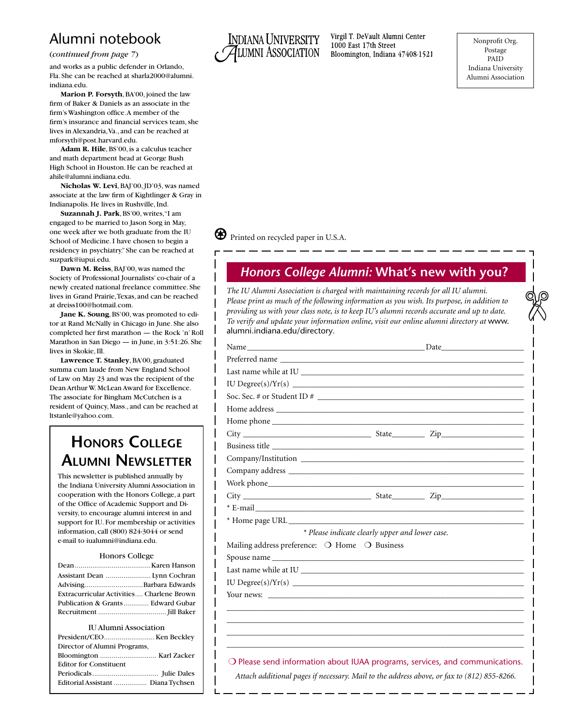## Alumni notebook

(*continued from page 7*)

and works as a public defender in Orlando, Fla. She can be reached at sharla2000@alumni.indiana.edu.

**Marion P. Forsyth**, BA'00, joined the law firm of Baker & Daniels as an associate in the firm's Washington office. A member of the firm's insurance and financial services team, she lives in Alexandria, Va., and can be reached at mforsyth@post.harvard.edu.

**Adam R. Hile**, BS'00, is a calculus teacher and math department head at George Bush High School in Houston. He can be reached at ahile@alumni.indiana.edu.

**Nicholas W. Levi**, BAJ'00, JD'03, was named associate at the law firm of Kightlinger & Gray in Indianapolis. He lives in Rushville, Ind.

**Suzannah J. Park**, BS'00, writes, "I am engaged to be married to Jason Sorg in May, one week after we both graduate from the IU School of Medicine. I have chosen to begin a residency in psychiatry." She can be reached at suzpark@iupui.edu.

**Dawn M. Reiss**, BAJ'00, was named the Society of Professional Journalists' co-chair of a newly created national freelance committee. She lives in Grand Prairie, Texas, and can be reached at dreiss100@hotmail.com.

**Jane K. Soung**, BS'00, was promoted to editor at Rand McNally in Chicago in June. She also completed her first marathon — the Rock 'n' Roll Marathon in San Diego — in June, in 3:51:26. She lives in Skokie, Ill.

**Lawrence T. Stanley**, BA'00, graduated summa cum laude from New England School of Law on May 23 and was the recipient of the Dean Arthur W. McLean Award for Excellence. The associate for Bingham McCutchen is a resident of Quincy, Mass., and can be reached at ltstanle@yahoo.com.

## Honors College Alumni Newsletter

This newsletter is published annually by the Indiana University Alumni Association in cooperation with the Honors College, a part of the Office of Academic Support and Diversity, to encourage alumni interest in and support for IU. For membership or activities information, call (800) 824-3044 or send e-mail to iualumni@indiana.edu.

**Honors College**

Dean .......... Karen Hanson
Assistant Dean .......... Lynn Cochran
Advising .......... Barbara Edwards
Extracurricular Activities .......... Charlene Brown
Publication & Grants .......... Edward Gubar
Recruitment .......... Jill Baker

**IU Alumni Association**

President/CEO .......... Ken Beckley
Director of Alumni Programs, Bloomington .......... Karl Zacker
Editor for Constituent Periodicals .......... Julie Dales
Editorial Assistant .......... Diana Tychsen

Indiana University Alumni Association
Virgil T. DeVault Alumni Center
1000 East 17th Street
Bloomington, Indiana 47408-1521

Nonprofit Org.
Postage
PAID
Indiana University
Alumni Association

Printed on recycled paper in U.S.A.

## *Honors College Alumni:* What's new with you?

*The IU Alumni Association is charged with maintaining records for all IU alumni. Please print as much of the following information as you wish. Its purpose, in addition to providing us with your class note, is to keep IU's alumni records accurate and up to date. To verify and update your information online, visit our online alumni directory at* www.alumni.indiana.edu/directory.

Name ______________________ Date __________
Preferred name ______________________
Last name while at IU ______________________
IU Degree(s)/Yr(s) ______________________
Soc. Sec. # or Student ID # ______________________
Home address ______________________
Home phone ______________________
City ______________ State ______ Zip __________
Business title ______________________
Company/Institution ______________________
Company address ______________________
Work phone ______________________
City ______________ State ______ Zip __________
* E-mail ______________________
* Home page URL ______________________

*\* Please indicate clearly upper and lower case.*

Mailing address preference: ❍ Home ❍ Business
Spouse name ______________________
Last name while at IU ______________________
IU Degree(s)/Yr(s) ______________________
Your news: ______________________

❍ Please send information about IUAA programs, services, and communications.

*Attach additional pages if necessary. Mail to the address above, or fax to (812) 855-8266.*